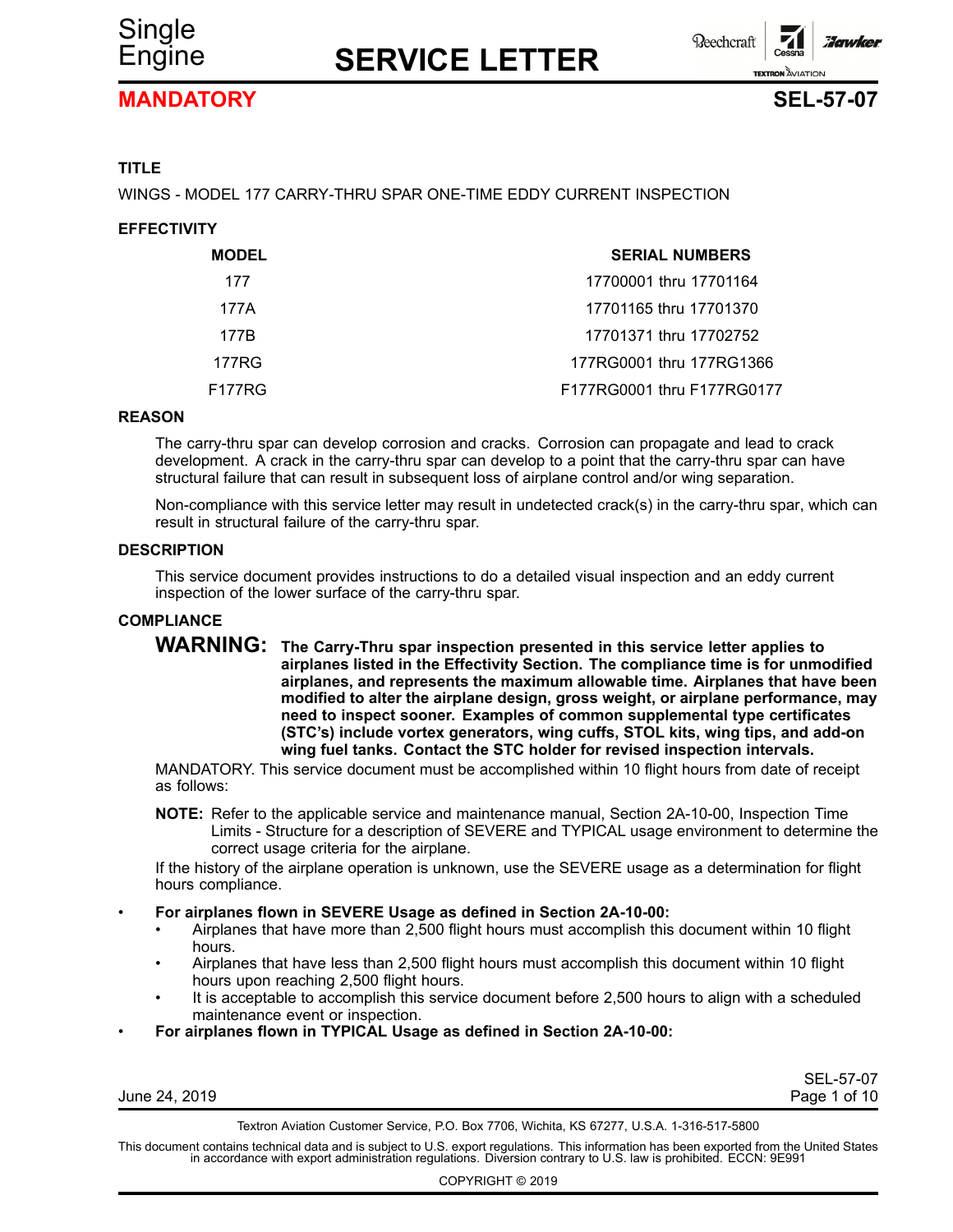Single Engine

# SERVICE LETTER

**MANDATORY** **SEL-57-07**

### TITLE

WINGS - MODEL 177 CARRY-THRU SPAR ONE-TIME EDDY CURRENT INSPECTION

### EFFECTIVITY

| MODEL | SERIAL NUMBERS |
|---|---|
| 177 | 17700001 thru 17701164 |
| 177A | 17701165 thru 17701370 |
| 177B | 17701371 thru 17702752 |
| 177RG | 177RG0001 thru 177RG1366 |
| F177RG | F177RG0001 thru F177RG0177 |

### REASON

The carry-thru spar can develop corrosion and cracks. Corrosion can propagate and lead to crack development. A crack in the carry-thru spar can develop to a point that the carry-thru spar can have structural failure that can result in subsequent loss of airplane control and/or wing separation.

Non-compliance with this service letter may result in undetected crack(s) in the carry-thru spar, which can result in structural failure of the carry-thru spar.

### DESCRIPTION

This service document provides instructions to do a detailed visual inspection and an eddy current inspection of the lower surface of the carry-thru spar.

### COMPLIANCE

**WARNING: The Carry-Thru spar inspection presented in this service letter applies to airplanes listed in the Effectivity Section. The compliance time is for unmodified airplanes, and represents the maximum allowable time. Airplanes that have been modified to alter the airplane design, gross weight, or airplane performance, may need to inspect sooner. Examples of common supplemental type certificates (STC's) include vortex generators, wing cuffs, STOL kits, wing tips, and add-on wing fuel tanks. Contact the STC holder for revised inspection intervals.**

MANDATORY. This service document must be accomplished within 10 flight hours from date of receipt as follows:

**NOTE:** Refer to the applicable service and maintenance manual, Section 2A-10-00, Inspection Time Limits - Structure for a description of SEVERE and TYPICAL usage environment to determine the correct usage criteria for the airplane.

If the history of the airplane operation is unknown, use the SEVERE usage as a determination for flight hours compliance.

- **For airplanes flown in SEVERE Usage as defined in Section 2A-10-00:**
  - Airplanes that have more than 2,500 flight hours must accomplish this document within 10 flight hours.
  - Airplanes that have less than 2,500 flight hours must accomplish this document within 10 flight hours upon reaching 2,500 flight hours.
  - It is acceptable to accomplish this service document before 2,500 hours to align with a scheduled maintenance event or inspection.
- **For airplanes flown in TYPICAL Usage as defined in Section 2A-10-00:**

June 24, 2019

Textron Aviation Customer Service, P.O. Box 7706, Wichita, KS 67277, U.S.A. 1-316-517-5800

This document contains technical data and is subject to U.S. export regulations. This information has been exported from the United States in accordance with export administration regulations. Diversion contrary to U.S. law is prohibited. ECCN: 9E991

COPYRIGHT © 2019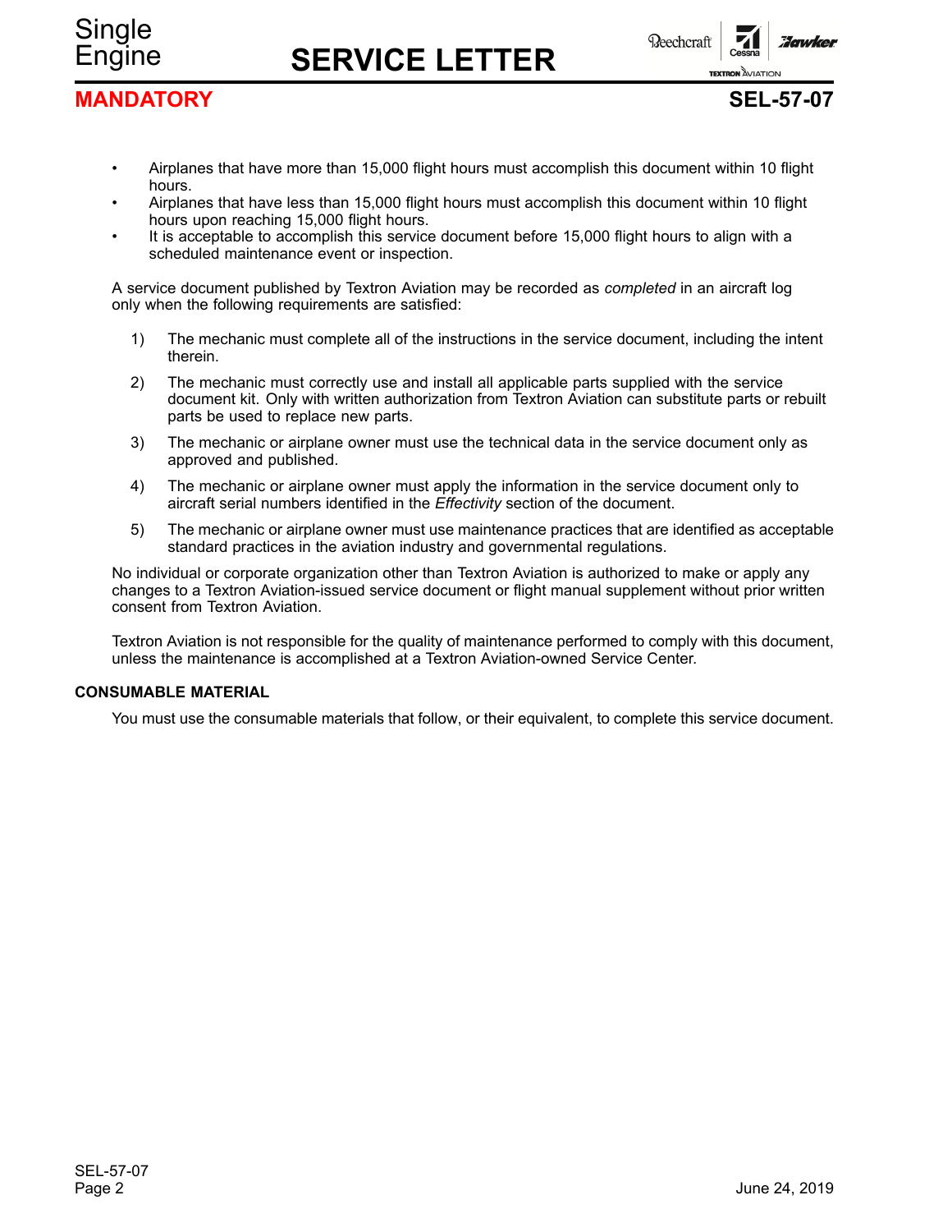- Airplanes that have more than 15,000 flight hours must accomplish this document within 10 flight hours.
- Airplanes that have less than 15,000 flight hours must accomplish this document within 10 flight hours upon reaching 15,000 flight hours.
- It is acceptable to accomplish this service document before 15,000 flight hours to align with a scheduled maintenance event or inspection.

A service document published by Textron Aviation may be recorded as *completed* in an aircraft log only when the following requirements are satisfied:

1) The mechanic must complete all of the instructions in the service document, including the intent therein.

2) The mechanic must correctly use and install all applicable parts supplied with the service document kit. Only with written authorization from Textron Aviation can substitute parts or rebuilt parts be used to replace new parts.

3) The mechanic or airplane owner must use the technical data in the service document only as approved and published.

4) The mechanic or airplane owner must apply the information in the service document only to aircraft serial numbers identified in the *Effectivity* section of the document.

5) The mechanic or airplane owner must use maintenance practices that are identified as acceptable standard practices in the aviation industry and governmental regulations.

No individual or corporate organization other than Textron Aviation is authorized to make or apply any changes to a Textron Aviation-issued service document or flight manual supplement without prior written consent from Textron Aviation.

Textron Aviation is not responsible for the quality of maintenance performed to comply with this document, unless the maintenance is accomplished at a Textron Aviation-owned Service Center.

#### CONSUMABLE MATERIAL

You must use the consumable materials that follow, or their equivalent, to complete this service document.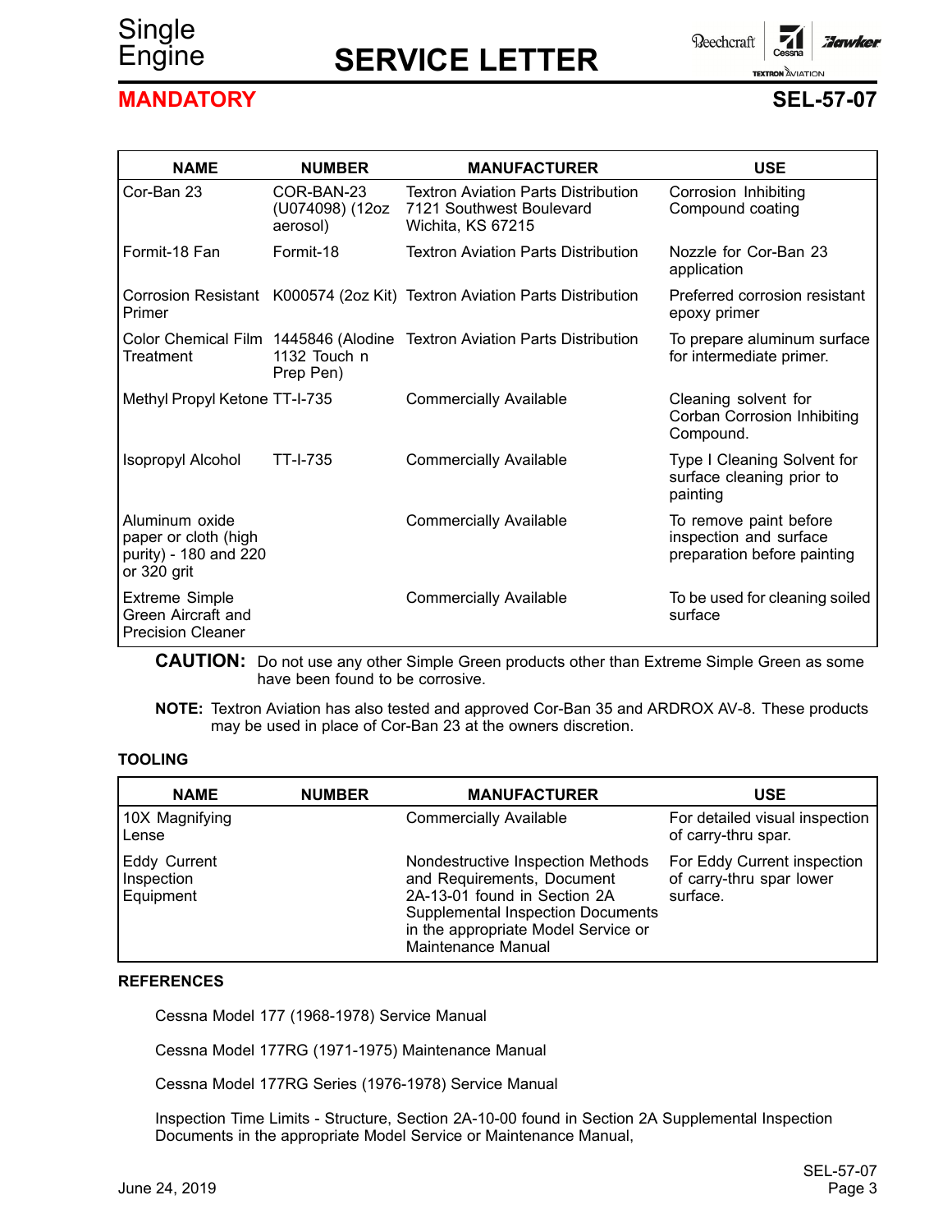| NAME | NUMBER | MANUFACTURER | USE |
|---|---|---|---|
| Cor-Ban 23 | COR-BAN-23 (U074098) (12oz aerosol) | Textron Aviation Parts Distribution 7121 Southwest Boulevard Wichita, KS 67215 | Corrosion Inhibiting Compound coating |
| Formit-18 Fan | Formit-18 | Textron Aviation Parts Distribution | Nozzle for Cor-Ban 23 application |
| Corrosion Resistant Primer | K000574 (2oz Kit) | Textron Aviation Parts Distribution | Preferred corrosion resistant epoxy primer |
| Color Chemical Film Treatment | 1445846 (Alodine 1132 Touch n Prep Pen) | Textron Aviation Parts Distribution | To prepare aluminum surface for intermediate primer. |
| Methyl Propyl Ketone | TT-I-735 | Commercially Available | Cleaning solvent for Corban Corrosion Inhibiting Compound. |
| Isopropyl Alcohol | TT-I-735 | Commercially Available | Type I Cleaning Solvent for surface cleaning prior to painting |
| Aluminum oxide paper or cloth (high purity) - 180 and 220 or 320 grit | | Commercially Available | To remove paint before inspection and surface preparation before painting |
| Extreme Simple Green Aircraft and Precision Cleaner | | Commercially Available | To be used for cleaning soiled surface |

**CAUTION:** Do not use any other Simple Green products other than Extreme Simple Green as some have been found to be corrosive.

**NOTE:** Textron Aviation has also tested and approved Cor-Ban 35 and ARDROX AV-8. These products may be used in place of Cor-Ban 23 at the owners discretion.

### TOOLING

| NAME | NUMBER | MANUFACTURER | USE |
|---|---|---|---|
| 10X Magnifying Lense | | Commercially Available | For detailed visual inspection of carry-thru spar. |
| Eddy Current Inspection Equipment | | Nondestructive Inspection Methods and Requirements, Document 2A-13-01 found in Section 2A Supplemental Inspection Documents in the appropriate Model Service or Maintenance Manual | For Eddy Current inspection of carry-thru spar lower surface. |

### REFERENCES

Cessna Model 177 (1968-1978) Service Manual

Cessna Model 177RG (1971-1975) Maintenance Manual

Cessna Model 177RG Series (1976-1978) Service Manual

Inspection Time Limits - Structure, Section 2A-10-00 found in Section 2A Supplemental Inspection Documents in the appropriate Model Service or Maintenance Manual,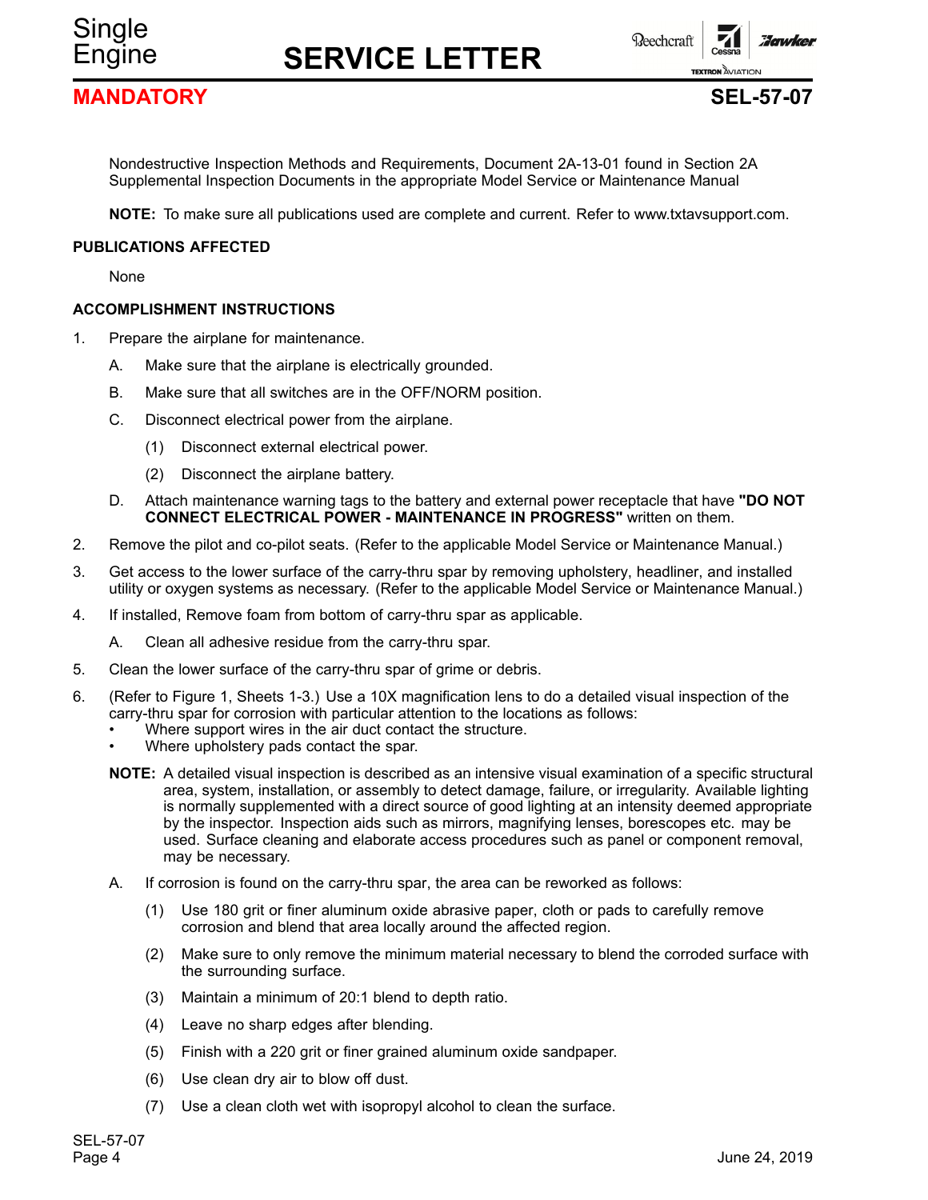Nondestructive Inspection Methods and Requirements, Document 2A-13-01 found in Section 2A Supplemental Inspection Documents in the appropriate Model Service or Maintenance Manual

**NOTE:** To make sure all publications used are complete and current. Refer to www.txtavsupport.com.

### PUBLICATIONS AFFECTED

None

### ACCOMPLISHMENT INSTRUCTIONS

1. Prepare the airplane for maintenance.
   - A. Make sure that the airplane is electrically grounded.
   - B. Make sure that all switches are in the OFF/NORM position.
   - C. Disconnect electrical power from the airplane.
     - (1) Disconnect external electrical power.
     - (2) Disconnect the airplane battery.
   - D. Attach maintenance warning tags to the battery and external power receptacle that have **"DO NOT CONNECT ELECTRICAL POWER - MAINTENANCE IN PROGRESS"** written on them.
2. Remove the pilot and co-pilot seats. (Refer to the applicable Model Service or Maintenance Manual.)
3. Get access to the lower surface of the carry-thru spar by removing upholstery, headliner, and installed utility or oxygen systems as necessary. (Refer to the applicable Model Service or Maintenance Manual.)
4. If installed, Remove foam from bottom of carry-thru spar as applicable.
   - A. Clean all adhesive residue from the carry-thru spar.
5. Clean the lower surface of the carry-thru spar of grime or debris.
6. (Refer to Figure 1, Sheets 1-3.) Use a 10X magnification lens to do a detailed visual inspection of the carry-thru spar for corrosion with particular attention to the locations as follows:
   - Where support wires in the air duct contact the structure.
   - Where upholstery pads contact the spar.

   **NOTE:** A detailed visual inspection is described as an intensive visual examination of a specific structural area, system, installation, or assembly to detect damage, failure, or irregularity. Available lighting is normally supplemented with a direct source of good lighting at an intensity deemed appropriate by the inspector. Inspection aids such as mirrors, magnifying lenses, borescopes etc. may be used. Surface cleaning and elaborate access procedures such as panel or component removal, may be necessary.

   - A. If corrosion is found on the carry-thru spar, the area can be reworked as follows:
     - (1) Use 180 grit or finer aluminum oxide abrasive paper, cloth or pads to carefully remove corrosion and blend that area locally around the affected region.
     - (2) Make sure to only remove the minimum material necessary to blend the corroded surface with the surrounding surface.
     - (3) Maintain a minimum of 20:1 blend to depth ratio.
     - (4) Leave no sharp edges after blending.
     - (5) Finish with a 220 grit or finer grained aluminum oxide sandpaper.
     - (6) Use clean dry air to blow off dust.
     - (7) Use a clean cloth wet with isopropyl alcohol to clean the surface.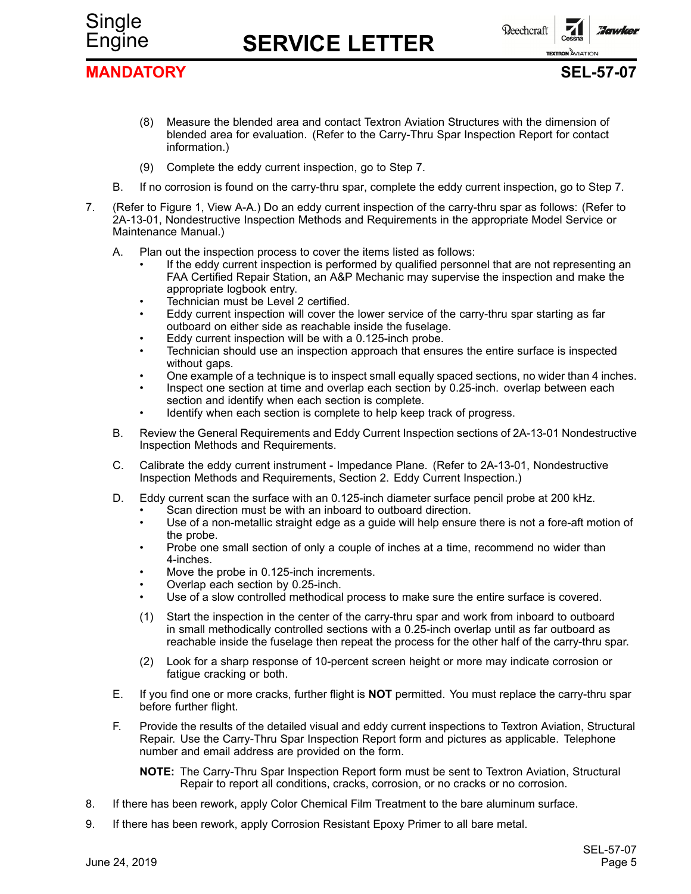(8) Measure the blended area and contact Textron Aviation Structures with the dimension of blended area for evaluation. (Refer to the Carry-Thru Spar Inspection Report for contact information.)

(9) Complete the eddy current inspection, go to Step 7.

B. If no corrosion is found on the carry-thru spar, complete the eddy current inspection, go to Step 7.

7. (Refer to Figure 1, View A-A.) Do an eddy current inspection of the carry-thru spar as follows: (Refer to 2A-13-01, Nondestructive Inspection Methods and Requirements in the appropriate Model Service or Maintenance Manual.)

A. Plan out the inspection process to cover the items listed as follows:
- If the eddy current inspection is performed by qualified personnel that are not representing an FAA Certified Repair Station, an A&P Mechanic may supervise the inspection and make the appropriate logbook entry.
- Technician must be Level 2 certified.
- Eddy current inspection will cover the lower service of the carry-thru spar starting as far outboard on either side as reachable inside the fuselage.
- Eddy current inspection will be with a 0.125-inch probe.
- Technician should use an inspection approach that ensures the entire surface is inspected without gaps.
- One example of a technique is to inspect small equally spaced sections, no wider than 4 inches.
- Inspect one section at time and overlap each section by 0.25-inch. overlap between each section and identify when each section is complete.
- Identify when each section is complete to help keep track of progress.

B. Review the General Requirements and Eddy Current Inspection sections of 2A-13-01 Nondestructive Inspection Methods and Requirements.

C. Calibrate the eddy current instrument - Impedance Plane. (Refer to 2A-13-01, Nondestructive Inspection Methods and Requirements, Section 2. Eddy Current Inspection.)

D. Eddy current scan the surface with an 0.125-inch diameter surface pencil probe at 200 kHz.
- Scan direction must be with an inboard to outboard direction.
- Use of a non-metallic straight edge as a guide will help ensure there is not a fore-aft motion of the probe.
- Probe one small section of only a couple of inches at a time, recommend no wider than 4-inches.
- Move the probe in 0.125-inch increments.
- Overlap each section by 0.25-inch.
- Use of a slow controlled methodical process to make sure the entire surface is covered.

(1) Start the inspection in the center of the carry-thru spar and work from inboard to outboard in small methodically controlled sections with a 0.25-inch overlap until as far outboard as reachable inside the fuselage then repeat the process for the other half of the carry-thru spar.

(2) Look for a sharp response of 10-percent screen height or more may indicate corrosion or fatigue cracking or both.

E. If you find one or more cracks, further flight is **NOT** permitted. You must replace the carry-thru spar before further flight.

F. Provide the results of the detailed visual and eddy current inspections to Textron Aviation, Structural Repair. Use the Carry-Thru Spar Inspection Report form and pictures as applicable. Telephone number and email address are provided on the form.

**NOTE:** The Carry-Thru Spar Inspection Report form must be sent to Textron Aviation, Structural Repair to report all conditions, cracks, corrosion, or no cracks or no corrosion.

8. If there has been rework, apply Color Chemical Film Treatment to the bare aluminum surface.

9. If there has been rework, apply Corrosion Resistant Epoxy Primer to all bare metal.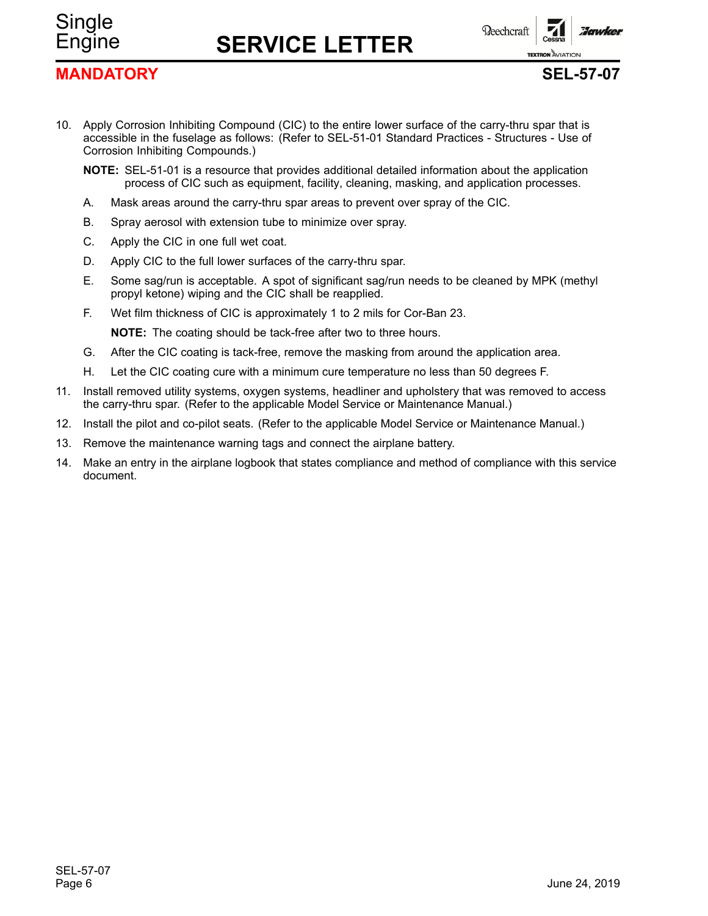10. Apply Corrosion Inhibiting Compound (CIC) to the entire lower surface of the carry-thru spar that is accessible in the fuselage as follows: (Refer to SEL-51-01 Standard Practices - Structures - Use of Corrosion Inhibiting Compounds.)

    **NOTE:** SEL-51-01 is a resource that provides additional detailed information about the application process of CIC such as equipment, facility, cleaning, masking, and application processes.

    A. Mask areas around the carry-thru spar areas to prevent over spray of the CIC.

    B. Spray aerosol with extension tube to minimize over spray.

    C. Apply the CIC in one full wet coat.

    D. Apply CIC to the full lower surfaces of the carry-thru spar.

    E. Some sag/run is acceptable. A spot of significant sag/run needs to be cleaned by MPK (methyl propyl ketone) wiping and the CIC shall be reapplied.

    F. Wet film thickness of CIC is approximately 1 to 2 mils for Cor-Ban 23.

       **NOTE:** The coating should be tack-free after two to three hours.

    G. After the CIC coating is tack-free, remove the masking from around the application area.

    H. Let the CIC coating cure with a minimum cure temperature no less than 50 degrees F.

11. Install removed utility systems, oxygen systems, headliner and upholstery that was removed to access the carry-thru spar. (Refer to the applicable Model Service or Maintenance Manual.)

12. Install the pilot and co-pilot seats. (Refer to the applicable Model Service or Maintenance Manual.)

13. Remove the maintenance warning tags and connect the airplane battery.

14. Make an entry in the airplane logbook that states compliance and method of compliance with this service document.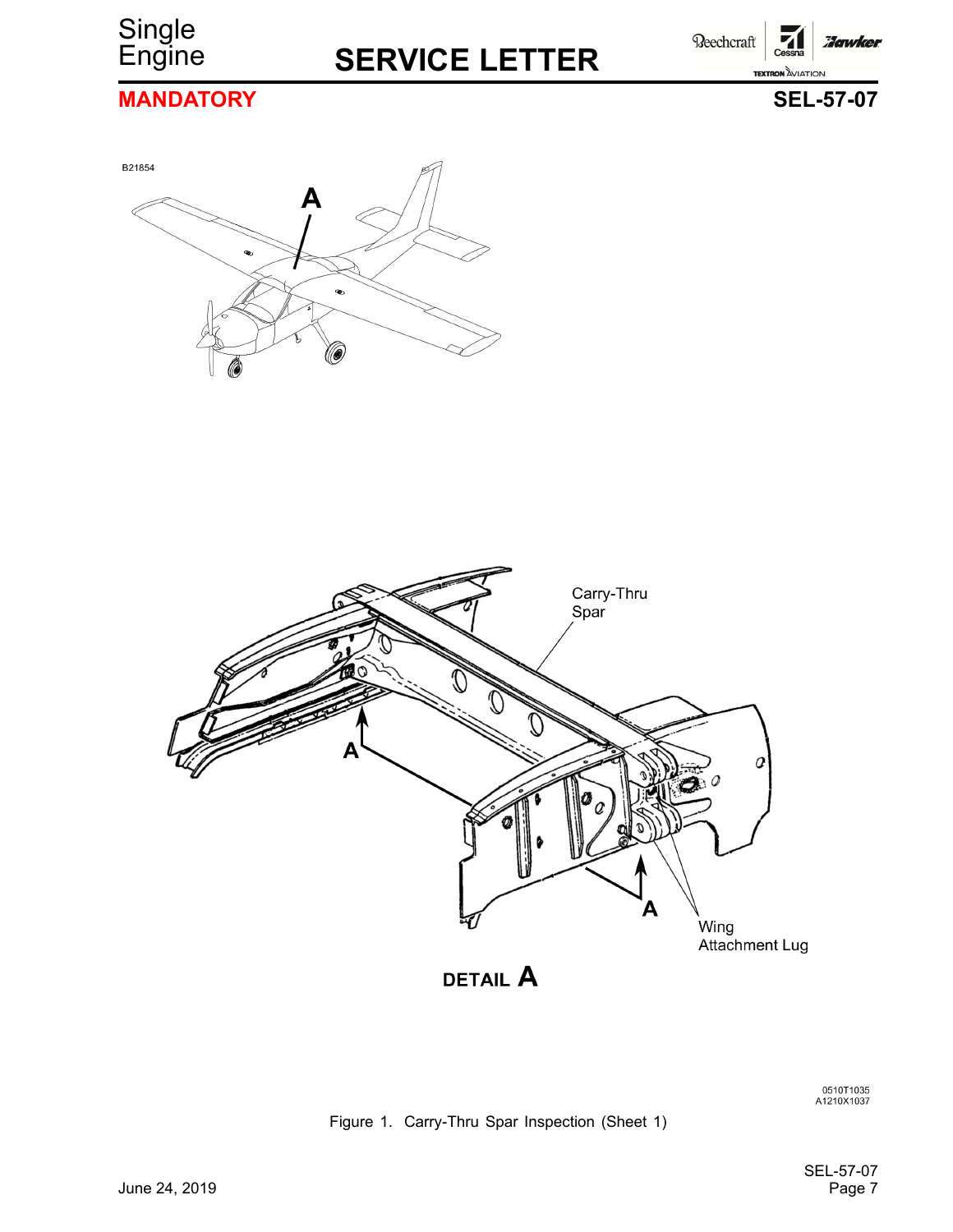B21854

A

Carry-Thru Spar

A

A

Wing Attachment Lug

**DETAIL A**

0510T1035
A1210X1037

Figure 1. Carry-Thru Spar Inspection (Sheet 1)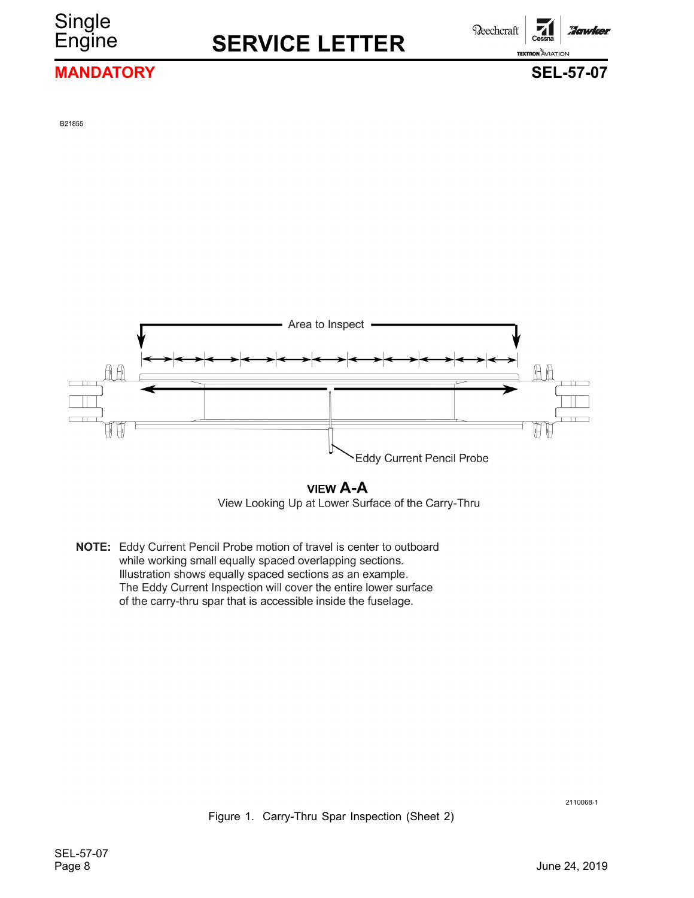B21855

Area to Inspect

Eddy Current Pencil Probe

**VIEW A-A**

View Looking Up at Lower Surface of the Carry-Thru

**NOTE:** Eddy Current Pencil Probe motion of travel is center to outboard while working small equally spaced overlapping sections. Illustration shows equally spaced sections as an example. The Eddy Current Inspection will cover the entire lower surface of the carry-thru spar that is accessible inside the fuselage.

2110068-1

Figure 1. Carry-Thru Spar Inspection (Sheet 2)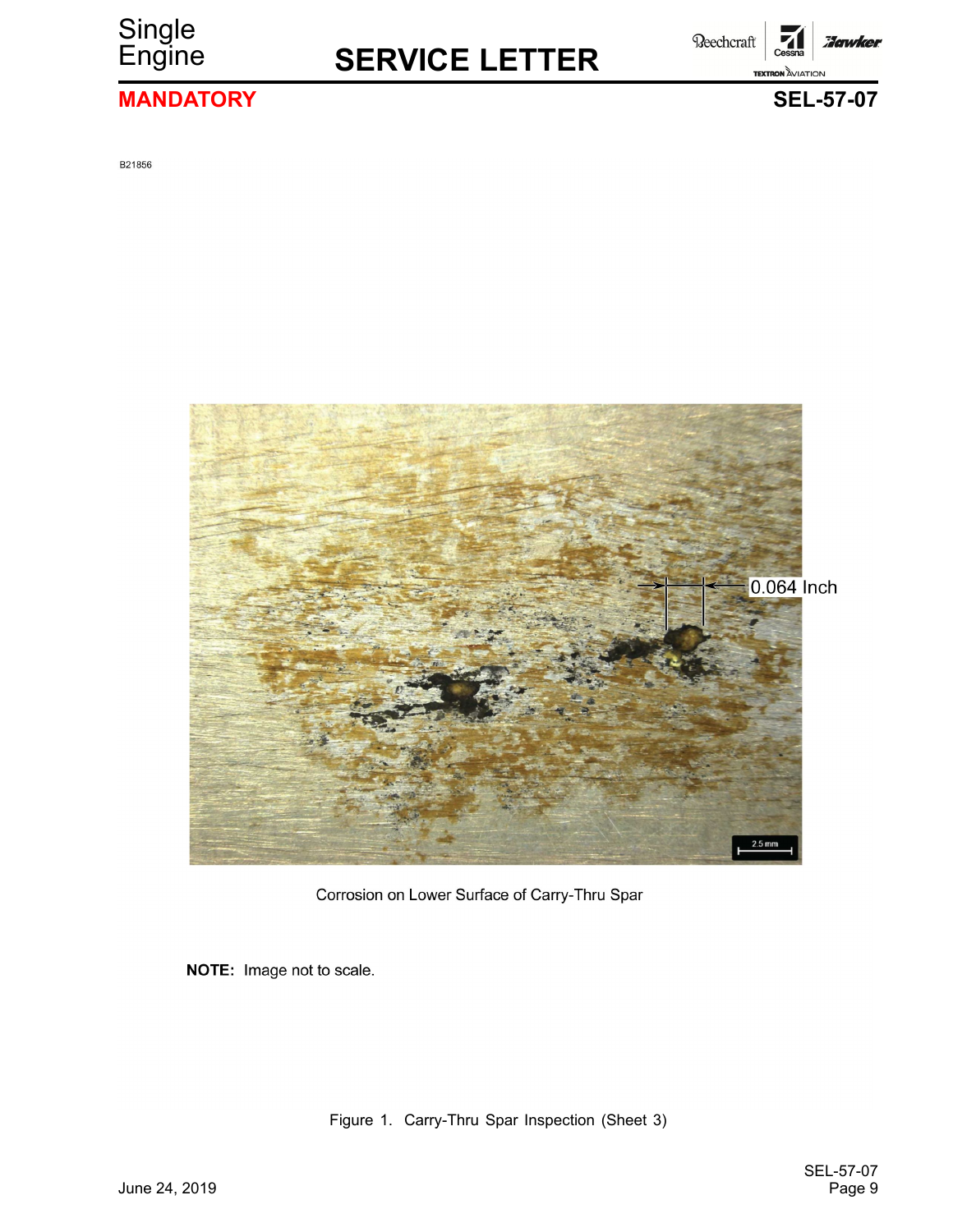B21856

0.064 Inch

Corrosion on Lower Surface of Carry-Thru Spar

**NOTE:** Image not to scale.

Figure 1. Carry-Thru Spar Inspection (Sheet 3)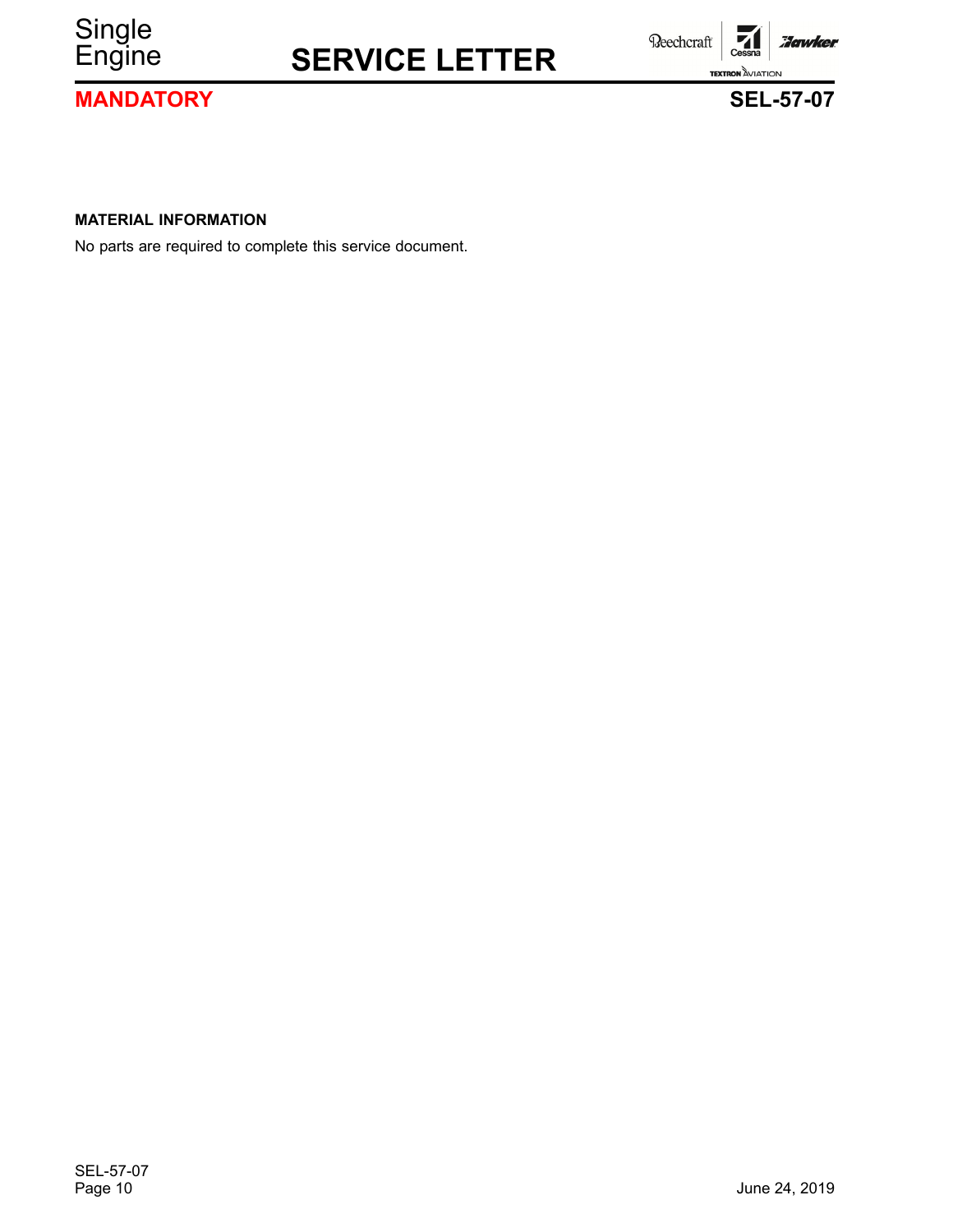**MATERIAL INFORMATION**

No parts are required to complete this service document.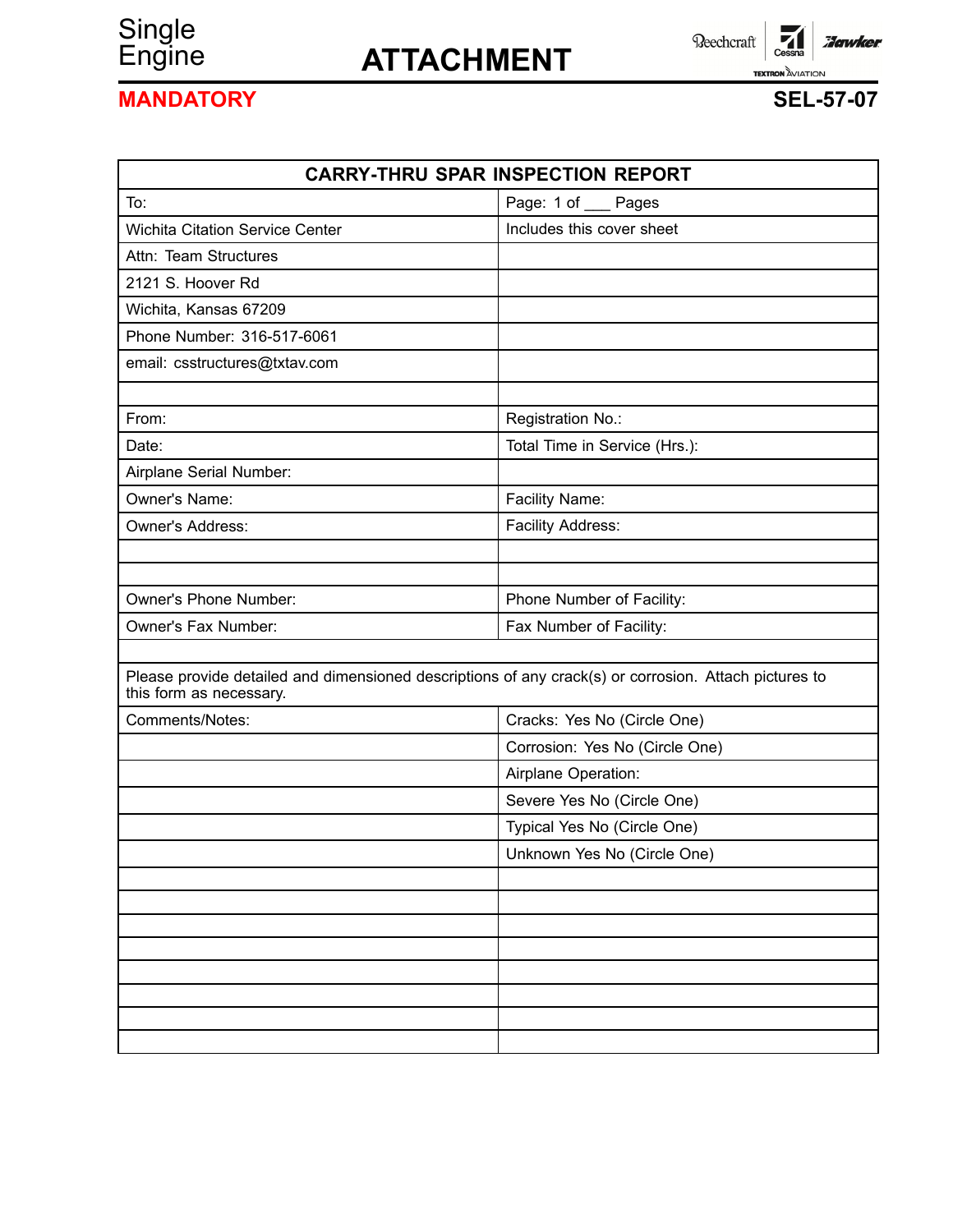Single Engine

# ATTACHMENT

**MANDATORY**

**SEL-57-07**

| CARRY-THRU SPAR INSPECTION REPORT | |
|---|---|
| To: | Page: 1 of ___ Pages |
| Wichita Citation Service Center | Includes this cover sheet |
| Attn: Team Structures | |
| 2121 S. Hoover Rd | |
| Wichita, Kansas 67209 | |
| Phone Number: 316-517-6061 | |
| email: csstructures@txtav.com | |
| | |
| From: | Registration No.: |
| Date: | Total Time in Service (Hrs.): |
| Airplane Serial Number: | |
| Owner's Name: | Facility Name: |
| Owner's Address: | Facility Address: |
| | |
| | |
| Owner's Phone Number: | Phone Number of Facility: |
| Owner's Fax Number: | Fax Number of Facility: |
| | |
| Please provide detailed and dimensioned descriptions of any crack(s) or corrosion. Attach pictures to this form as necessary. | |
| Comments/Notes: | Cracks: Yes No (Circle One) |
| | Corrosion: Yes No (Circle One) |
| | Airplane Operation: |
| | Severe Yes No (Circle One) |
| | Typical Yes No (Circle One) |
| | Unknown Yes No (Circle One) |
| | |
| | |
| | |
| | |
| | |
| | |
| | |
| | |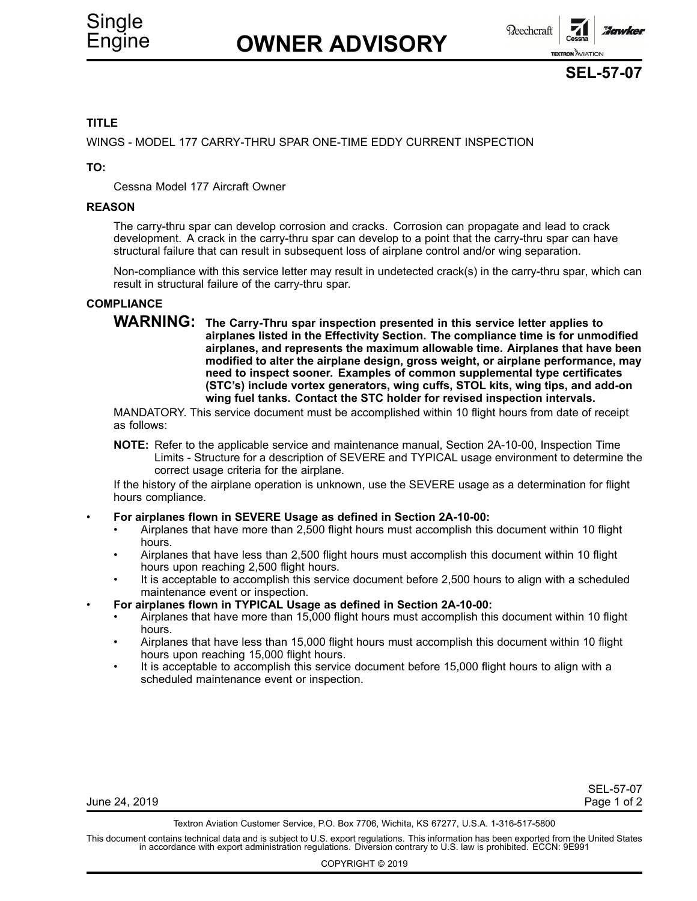# Single Engine

# OWNER ADVISORY

**SEL-57-07**

**TITLE**

WINGS - MODEL 177 CARRY-THRU SPAR ONE-TIME EDDY CURRENT INSPECTION

**TO:**

Cessna Model 177 Aircraft Owner

**REASON**

The carry-thru spar can develop corrosion and cracks. Corrosion can propagate and lead to crack development. A crack in the carry-thru spar can develop to a point that the carry-thru spar can have structural failure that can result in subsequent loss of airplane control and/or wing separation.

Non-compliance with this service letter may result in undetected crack(s) in the carry-thru spar, which can result in structural failure of the carry-thru spar.

**COMPLIANCE**

**WARNING: The Carry-Thru spar inspection presented in this service letter applies to airplanes listed in the Effectivity Section. The compliance time is for unmodified airplanes, and represents the maximum allowable time. Airplanes that have been modified to alter the airplane design, gross weight, or airplane performance, may need to inspect sooner. Examples of common supplemental type certificates (STC's) include vortex generators, wing cuffs, STOL kits, wing tips, and add-on wing fuel tanks. Contact the STC holder for revised inspection intervals.**

MANDATORY. This service document must be accomplished within 10 flight hours from date of receipt as follows:

**NOTE:** Refer to the applicable service and maintenance manual, Section 2A-10-00, Inspection Time Limits - Structure for a description of SEVERE and TYPICAL usage environment to determine the correct usage criteria for the airplane.

If the history of the airplane operation is unknown, use the SEVERE usage as a determination for flight hours compliance.

- **For airplanes flown in SEVERE Usage as defined in Section 2A-10-00:**
  - Airplanes that have more than 2,500 flight hours must accomplish this document within 10 flight hours.
  - Airplanes that have less than 2,500 flight hours must accomplish this document within 10 flight hours upon reaching 2,500 flight hours.
  - It is acceptable to accomplish this service document before 2,500 hours to align with a scheduled maintenance event or inspection.
- **For airplanes flown in TYPICAL Usage as defined in Section 2A-10-00:**
  - Airplanes that have more than 15,000 flight hours must accomplish this document within 10 flight hours.
  - Airplanes that have less than 15,000 flight hours must accomplish this document within 10 flight hours upon reaching 15,000 flight hours.
  - It is acceptable to accomplish this service document before 15,000 flight hours to align with a scheduled maintenance event or inspection.

June 24, 2019

Textron Aviation Customer Service, P.O. Box 7706, Wichita, KS 67277, U.S.A. 1-316-517-5800

This document contains technical data and is subject to U.S. export regulations. This information has been exported from the United States in accordance with export administration regulations. Diversion contrary to U.S. law is prohibited. ECCN: 9E991

COPYRIGHT © 2019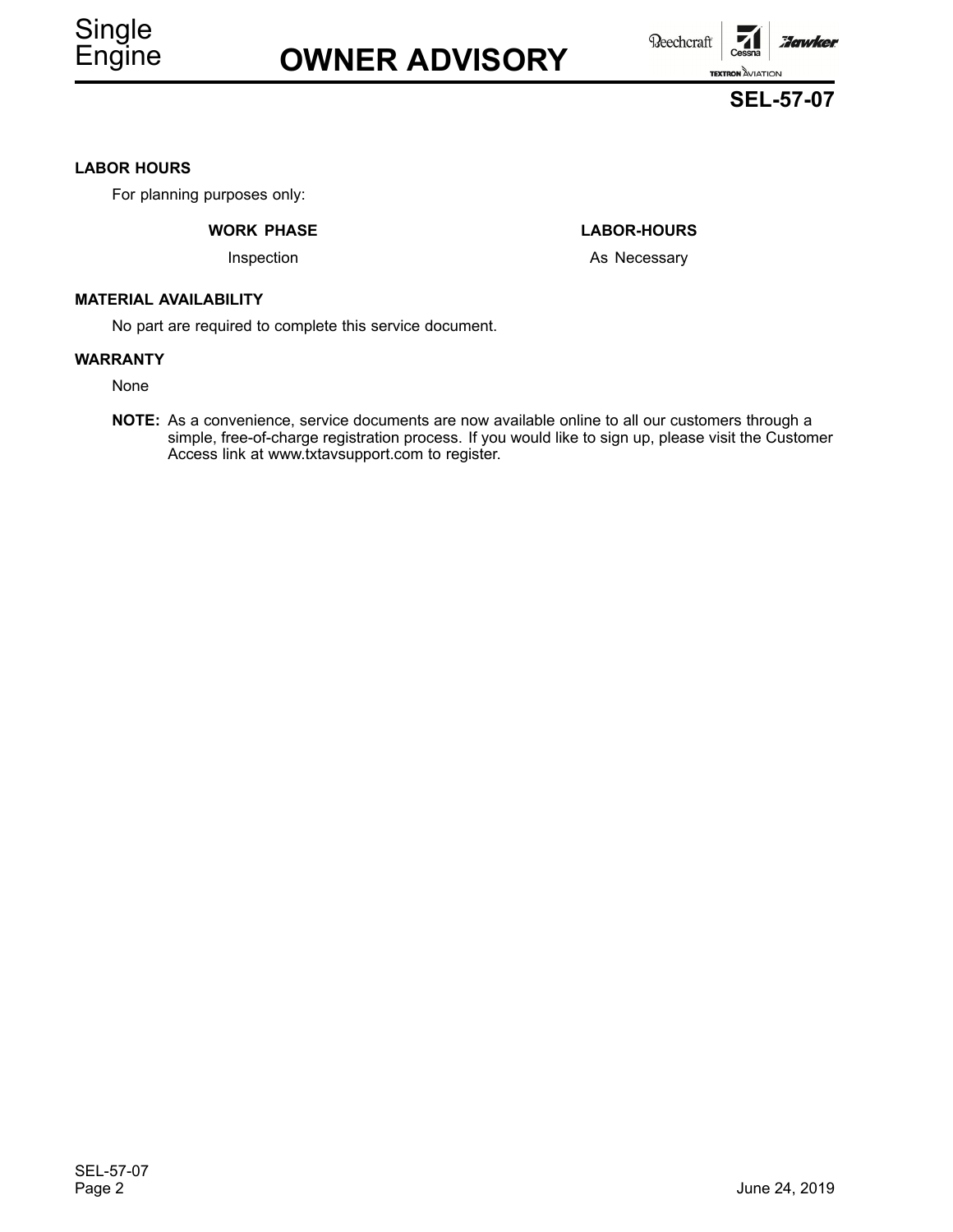## LABOR HOURS

For planning purposes only:

| WORK PHASE | LABOR-HOURS |
|---|---|
| Inspection | As Necessary |

## MATERIAL AVAILABILITY

No part are required to complete this service document.

## WARRANTY

None

**NOTE:** As a convenience, service documents are now available online to all our customers through a simple, free-of-charge registration process. If you would like to sign up, please visit the Customer Access link at www.txtavsupport.com to register.